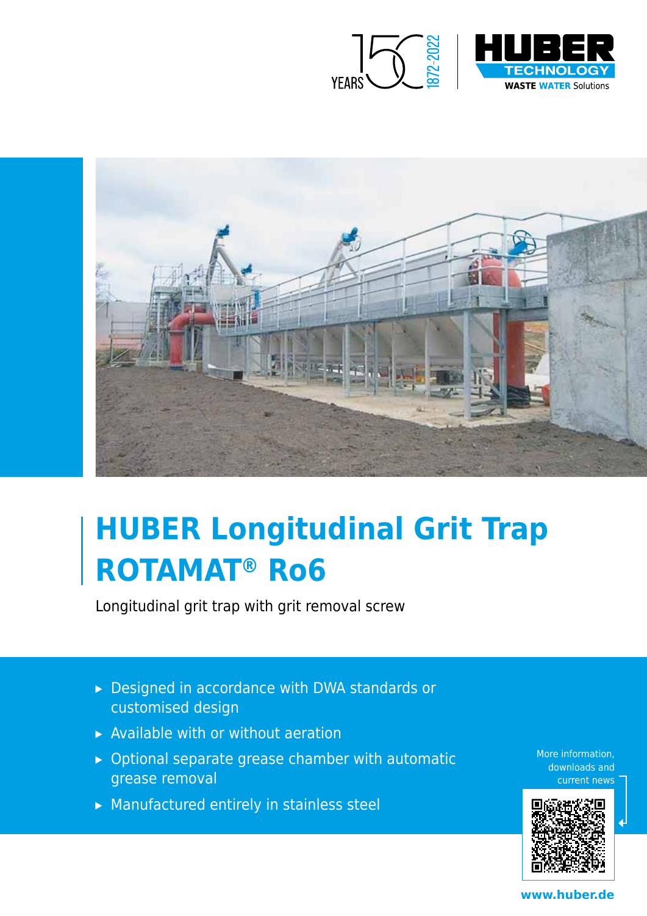# HUBER Longitudinal Grit Trap ROTAMAT® Ro6

Longitudinal grit trap with grit removal screw

- Designed in accordance with DWA standards or customised design
- Available with or without aeration
- Optional separate grease chamber with automatic grease removal
- Manufactured entirely in stainless steel

More information, downloads and current news

www.huber.de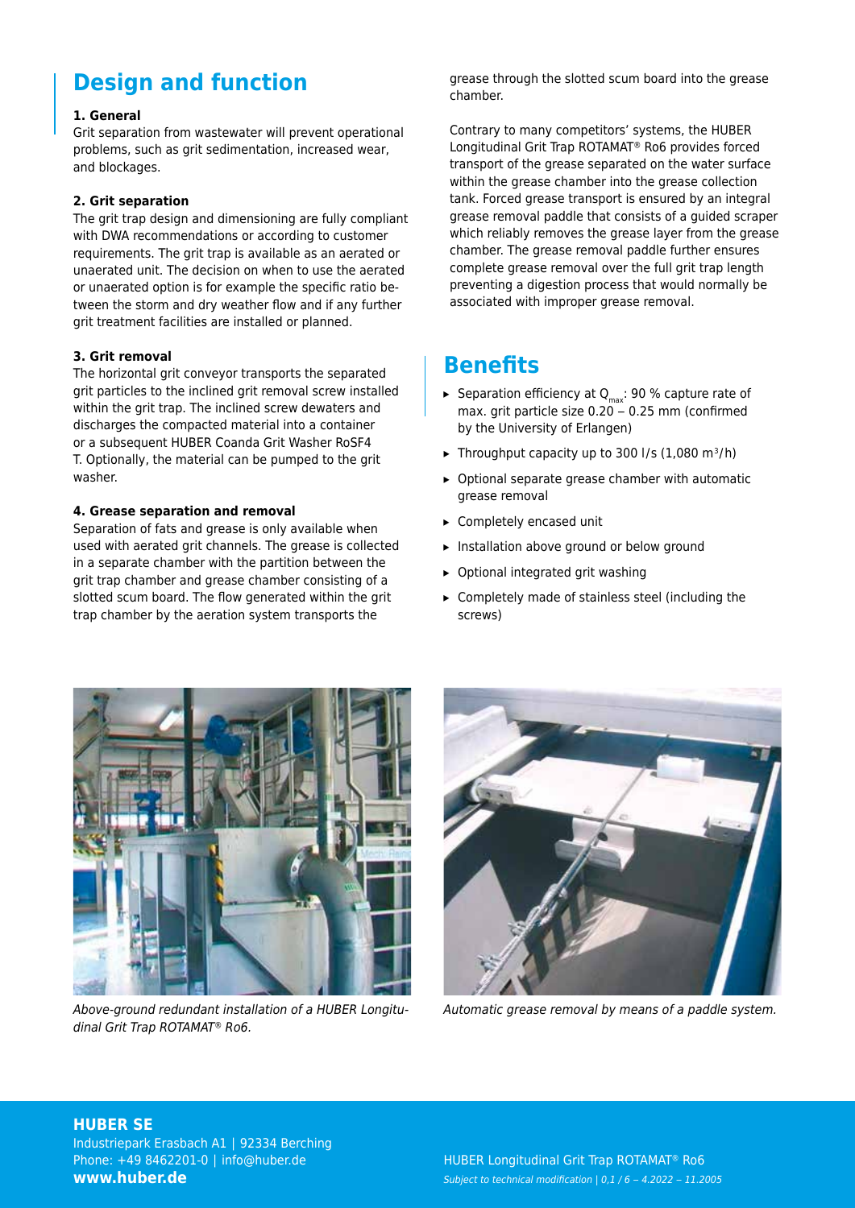## Design and function

### 1. General

Grit separation from wastewater will prevent operational problems, such as grit sedimentation, increased wear, and blockages.

### 2. Grit separation

The grit trap design and dimensioning are fully compliant with DWA recommendations or according to customer requirements. The grit trap is available as an aerated or unaerated unit. The decision on when to use the aerated or unaerated option is for example the specific ratio between the storm and dry weather flow and if any further grit treatment facilities are installed or planned.

### 3. Grit removal

The horizontal grit conveyor transports the separated grit particles to the inclined grit removal screw installed within the grit trap. The inclined screw dewaters and discharges the compacted material into a container or a subsequent HUBER Coanda Grit Washer RoSF4 T. Optionally, the material can be pumped to the grit washer.

### 4. Grease separation and removal

Separation of fats and grease is only available when used with aerated grit channels. The grease is collected in a separate chamber with the partition between the grit trap chamber and grease chamber consisting of a slotted scum board. The flow generated within the grit trap chamber by the aeration system transports the grease through the slotted scum board into the grease chamber.

Contrary to many competitors' systems, the HUBER Longitudinal Grit Trap ROTAMAT® Ro6 provides forced transport of the grease separated on the water surface within the grease chamber into the grease collection tank. Forced grease transport is ensured by an integral grease removal paddle that consists of a guided scraper which reliably removes the grease layer from the grease chamber. The grease removal paddle further ensures complete grease removal over the full grit trap length preventing a digestion process that would normally be associated with improper grease removal.

## Benefits

- Separation efficiency at $Q_{max}$: 90 % capture rate of max. grit particle size 0.20 – 0.25 mm (confirmed by the University of Erlangen)
- Throughput capacity up to 300 l/s (1,080 $m^3$/h)
- Optional separate grease chamber with automatic grease removal
- Completely encased unit
- Installation above ground or below ground
- Optional integrated grit washing
- Completely made of stainless steel (including the screws)

*Above-ground redundant installation of a HUBER Longitudinal Grit Trap ROTAMAT® Ro6.*

*Automatic grease removal by means of a paddle system.*

**HUBER SE**
Industriepark Erasbach A1 | 92334 Berching
Phone: +49 8462201-0 | info@huber.de
**www.huber.de**

HUBER Longitudinal Grit Trap ROTAMAT® Ro6
*Subject to technical modification | 0,1 / 6 – 4.2022 – 11.2005*